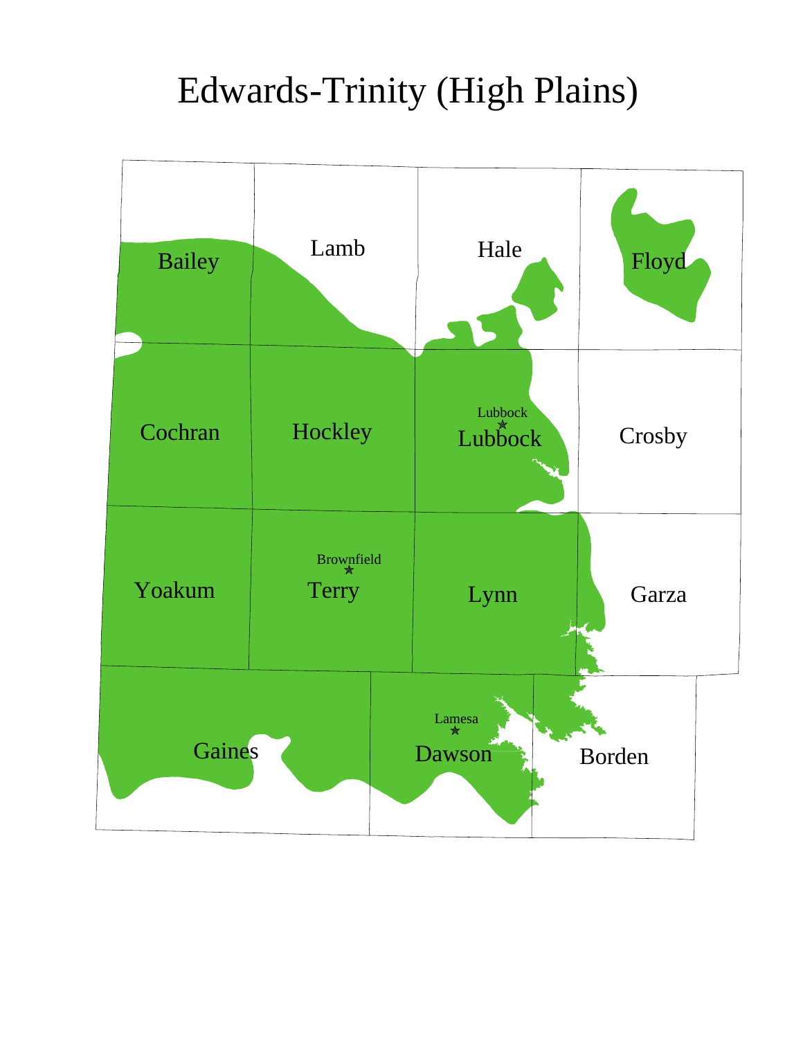# Edwards-Trinity (High Plains)

Bailey
Lamb
Hale
Floyd
Cochran
Hockley
Lubbock
Lubbock
Crosby
Yoakum
Brownfield
Terry
Lynn
Garza
Gaines
Lamesa
Dawson
Borden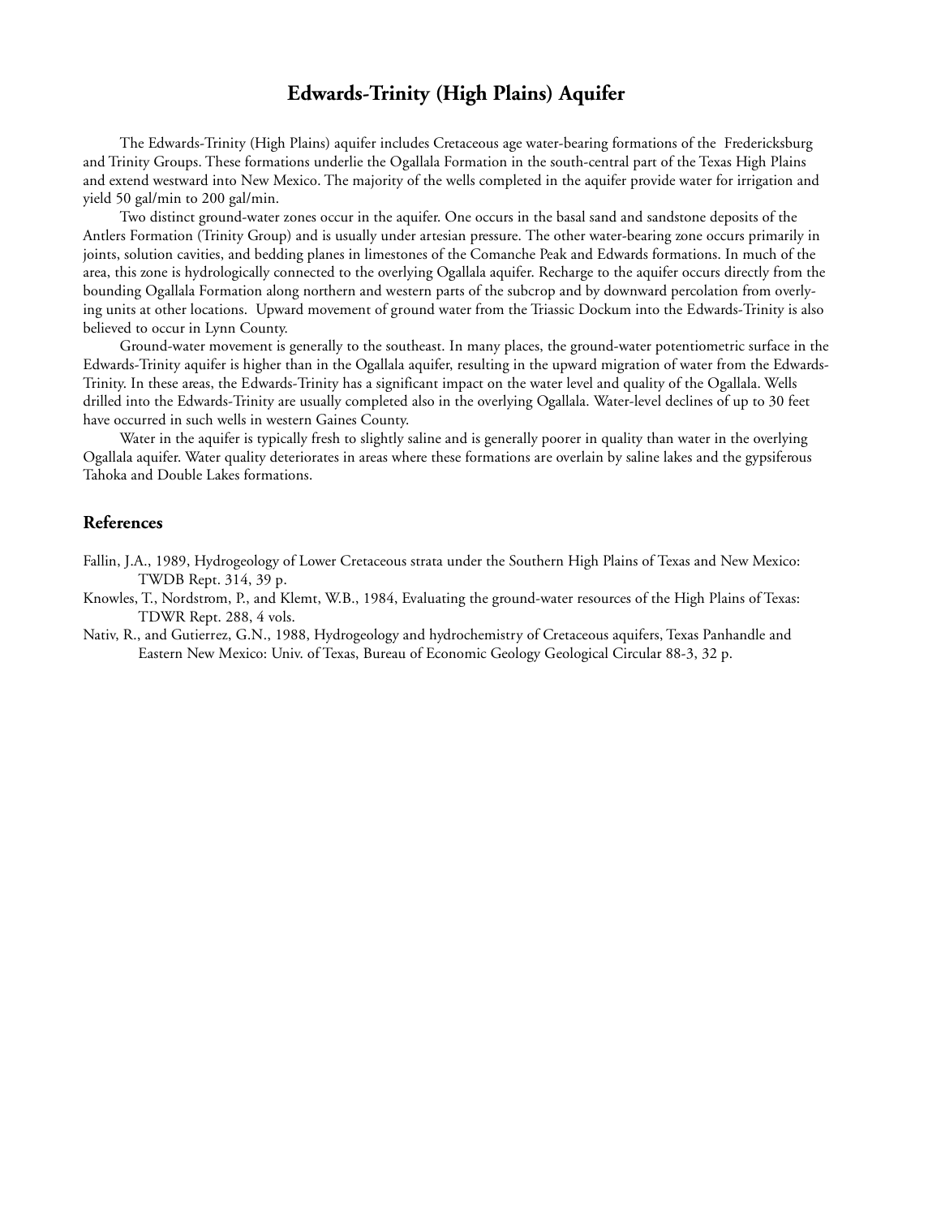# Edwards-Trinity (High Plains) Aquifer

The Edwards-Trinity (High Plains) aquifer includes Cretaceous age water-bearing formations of the Fredericksburg and Trinity Groups. These formations underlie the Ogallala Formation in the south-central part of the Texas High Plains and extend westward into New Mexico. The majority of the wells completed in the aquifer provide water for irrigation and yield 50 gal/min to 200 gal/min.

Two distinct ground-water zones occur in the aquifer. One occurs in the basal sand and sandstone deposits of the Antlers Formation (Trinity Group) and is usually under artesian pressure. The other water-bearing zone occurs primarily in joints, solution cavities, and bedding planes in limestones of the Comanche Peak and Edwards formations. In much of the area, this zone is hydrologically connected to the overlying Ogallala aquifer. Recharge to the aquifer occurs directly from the bounding Ogallala Formation along northern and western parts of the subcrop and by downward percolation from overlying units at other locations. Upward movement of ground water from the Triassic Dockum into the Edwards-Trinity is also believed to occur in Lynn County.

Ground-water movement is generally to the southeast. In many places, the ground-water potentiometric surface in the Edwards-Trinity aquifer is higher than in the Ogallala aquifer, resulting in the upward migration of water from the Edwards-Trinity. In these areas, the Edwards-Trinity has a significant impact on the water level and quality of the Ogallala. Wells drilled into the Edwards-Trinity are usually completed also in the overlying Ogallala. Water-level declines of up to 30 feet have occurred in such wells in western Gaines County.

Water in the aquifer is typically fresh to slightly saline and is generally poorer in quality than water in the overlying Ogallala aquifer. Water quality deteriorates in areas where these formations are overlain by saline lakes and the gypsiferous Tahoka and Double Lakes formations.

## References

Fallin, J.A., 1989, Hydrogeology of Lower Cretaceous strata under the Southern High Plains of Texas and New Mexico: TWDB Rept. 314, 39 p.

Knowles, T., Nordstrom, P., and Klemt, W.B., 1984, Evaluating the ground-water resources of the High Plains of Texas: TDWR Rept. 288, 4 vols.

Nativ, R., and Gutierrez, G.N., 1988, Hydrogeology and hydrochemistry of Cretaceous aquifers, Texas Panhandle and Eastern New Mexico: Univ. of Texas, Bureau of Economic Geology Geological Circular 88-3, 32 p.